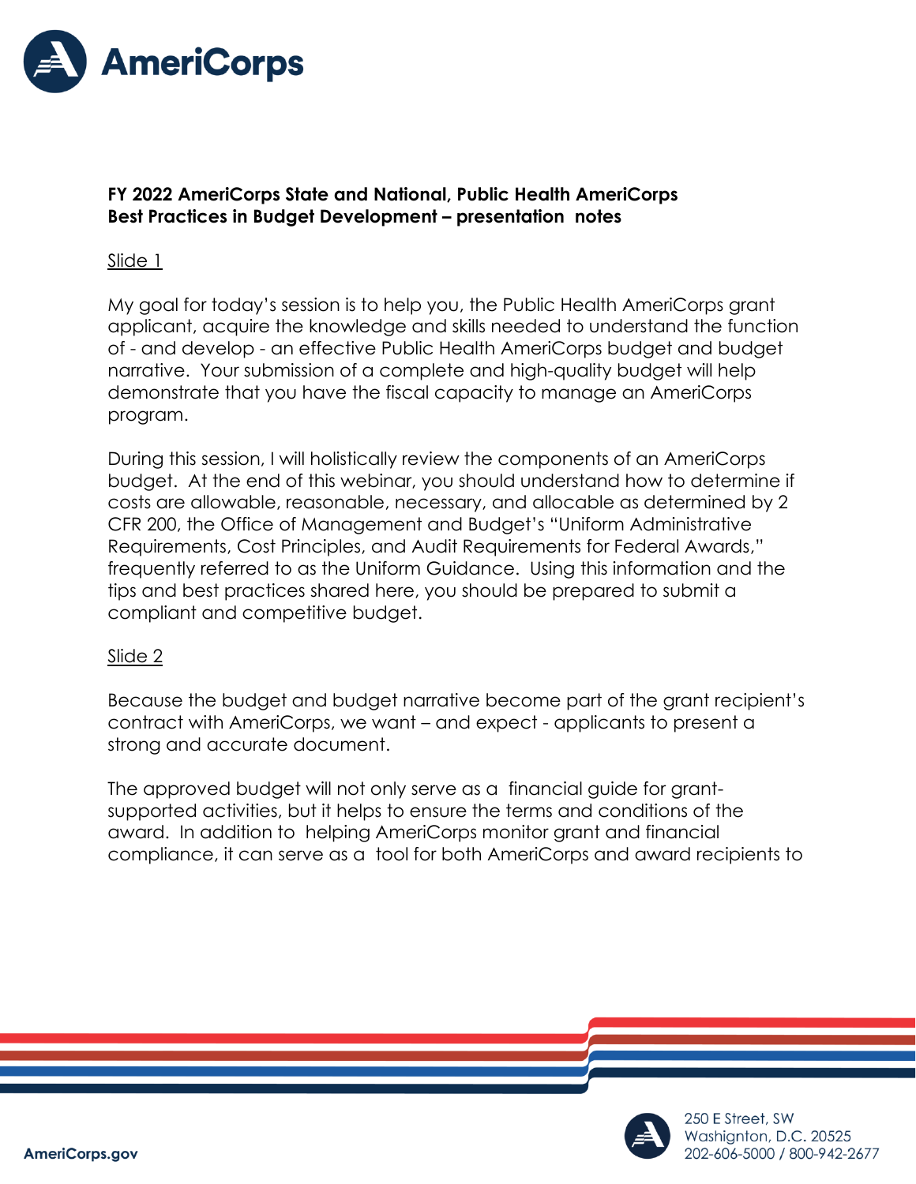**FY 2022 AmeriCorps State and National, Public Health AmeriCorps**
**Best Practices in Budget Development – presentation notes**

Slide 1

My goal for today's session is to help you, the Public Health AmeriCorps grant applicant, acquire the knowledge and skills needed to understand the function of - and develop - an effective Public Health AmeriCorps budget and budget narrative. Your submission of a complete and high-quality budget will help demonstrate that you have the fiscal capacity to manage an AmeriCorps program.

During this session, I will holistically review the components of an AmeriCorps budget. At the end of this webinar, you should understand how to determine if costs are allowable, reasonable, necessary, and allocable as determined by 2 CFR 200, the Office of Management and Budget's "Uniform Administrative Requirements, Cost Principles, and Audit Requirements for Federal Awards," frequently referred to as the Uniform Guidance. Using this information and the tips and best practices shared here, you should be prepared to submit a compliant and competitive budget.

Slide 2

Because the budget and budget narrative become part of the grant recipient's contract with AmeriCorps, we want – and expect - applicants to present a strong and accurate document.

The approved budget will not only serve as a financial guide for grant-supported activities, but it helps to ensure the terms and conditions of the award. In addition to helping AmeriCorps monitor grant and financial compliance, it can serve as a tool for both AmeriCorps and award recipients to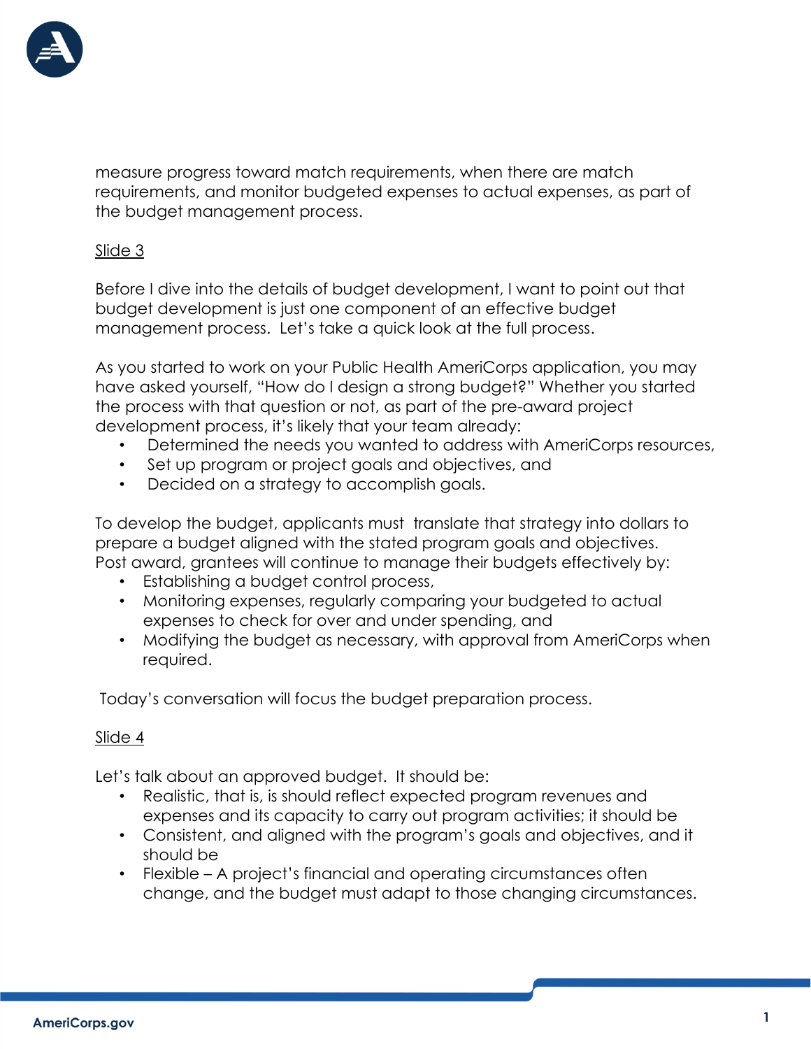measure progress toward match requirements, when there are match requirements, and monitor budgeted expenses to actual expenses, as part of the budget management process.

Slide 3

Before I dive into the details of budget development, I want to point out that budget development is just one component of an effective budget management process. Let's take a quick look at the full process.

As you started to work on your Public Health AmeriCorps application, you may have asked yourself, "How do I design a strong budget?" Whether you started the process with that question or not, as part of the pre-award project development process, it's likely that your team already:

- Determined the needs you wanted to address with AmeriCorps resources,
- Set up program or project goals and objectives, and
- Decided on a strategy to accomplish goals.

To develop the budget, applicants must translate that strategy into dollars to prepare a budget aligned with the stated program goals and objectives. Post award, grantees will continue to manage their budgets effectively by:

- Establishing a budget control process,
- Monitoring expenses, regularly comparing your budgeted to actual expenses to check for over and under spending, and
- Modifying the budget as necessary, with approval from AmeriCorps when required.

Today's conversation will focus the budget preparation process.

Slide 4

Let's talk about an approved budget. It should be:

- Realistic, that is, is should reflect expected program revenues and expenses and its capacity to carry out program activities; it should be
- Consistent, and aligned with the program's goals and objectives, and it should be
- Flexible – A project's financial and operating circumstances often change, and the budget must adapt to those changing circumstances.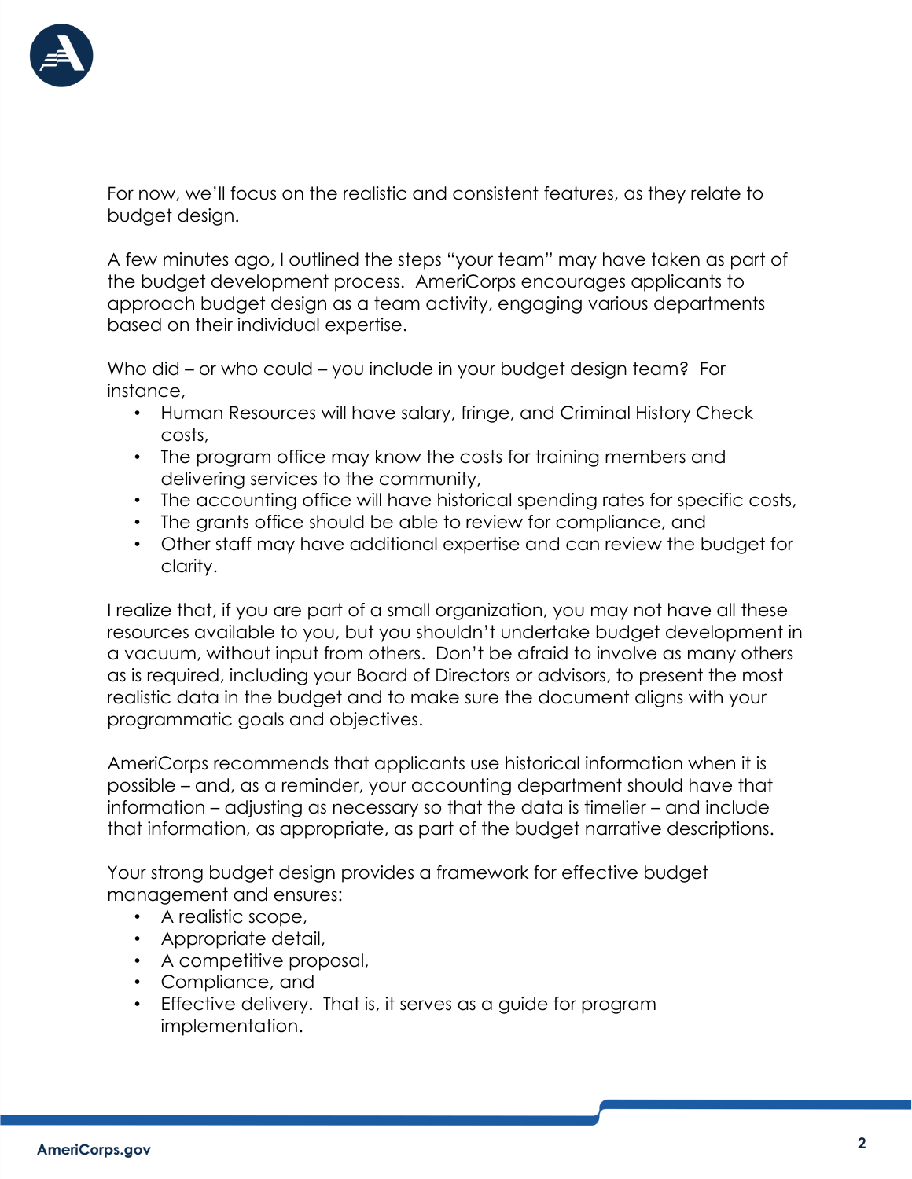For now, we'll focus on the realistic and consistent features, as they relate to budget design.

A few minutes ago, I outlined the steps "your team" may have taken as part of the budget development process. AmeriCorps encourages applicants to approach budget design as a team activity, engaging various departments based on their individual expertise.

Who did – or who could – you include in your budget design team? For instance,

- Human Resources will have salary, fringe, and Criminal History Check costs,
- The program office may know the costs for training members and delivering services to the community,
- The accounting office will have historical spending rates for specific costs,
- The grants office should be able to review for compliance, and
- Other staff may have additional expertise and can review the budget for clarity.

I realize that, if you are part of a small organization, you may not have all these resources available to you, but you shouldn't undertake budget development in a vacuum, without input from others. Don't be afraid to involve as many others as is required, including your Board of Directors or advisors, to present the most realistic data in the budget and to make sure the document aligns with your programmatic goals and objectives.

AmeriCorps recommends that applicants use historical information when it is possible – and, as a reminder, your accounting department should have that information – adjusting as necessary so that the data is timelier – and include that information, as appropriate, as part of the budget narrative descriptions.

Your strong budget design provides a framework for effective budget management and ensures:

- A realistic scope,
- Appropriate detail,
- A competitive proposal,
- Compliance, and
- Effective delivery. That is, it serves as a guide for program implementation.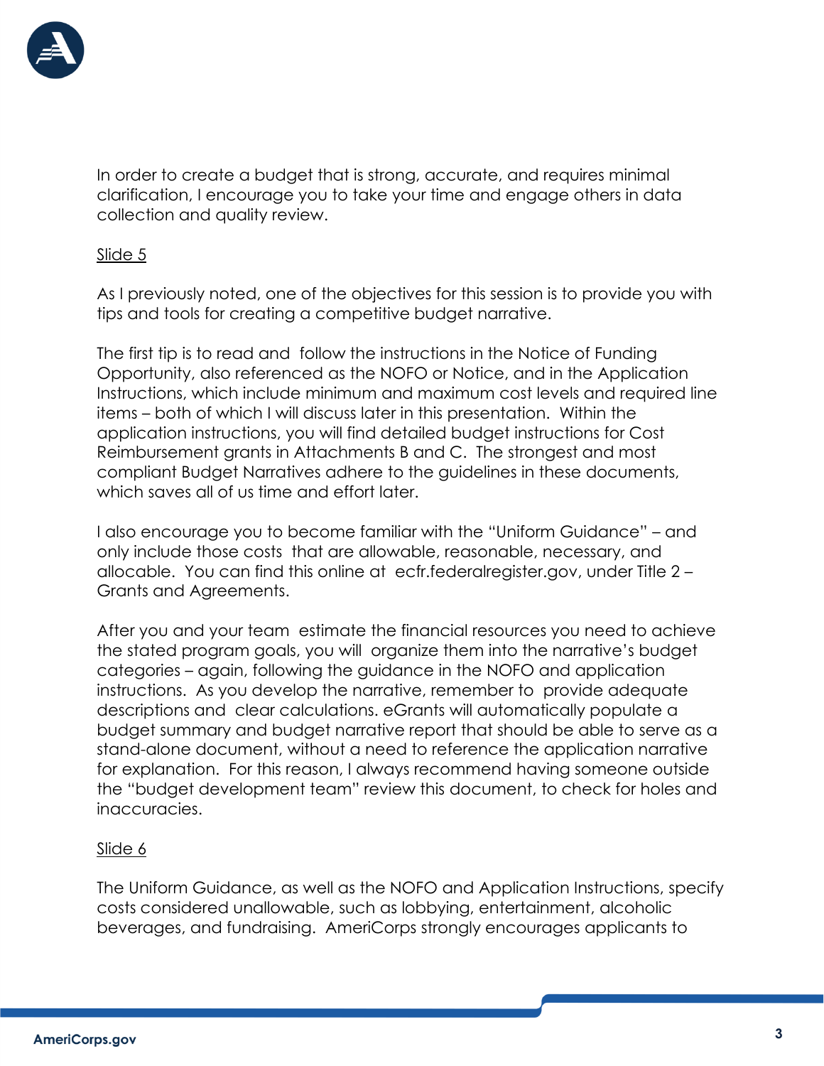In order to create a budget that is strong, accurate, and requires minimal clarification, I encourage you to take your time and engage others in data collection and quality review.

Slide 5

As I previously noted, one of the objectives for this session is to provide you with tips and tools for creating a competitive budget narrative.

The first tip is to read and follow the instructions in the Notice of Funding Opportunity, also referenced as the NOFO or Notice, and in the Application Instructions, which include minimum and maximum cost levels and required line items – both of which I will discuss later in this presentation. Within the application instructions, you will find detailed budget instructions for Cost Reimbursement grants in Attachments B and C. The strongest and most compliant Budget Narratives adhere to the guidelines in these documents, which saves all of us time and effort later.

I also encourage you to become familiar with the "Uniform Guidance" – and only include those costs that are allowable, reasonable, necessary, and allocable. You can find this online at ecfr.federalregister.gov, under Title 2 – Grants and Agreements.

After you and your team estimate the financial resources you need to achieve the stated program goals, you will organize them into the narrative's budget categories – again, following the guidance in the NOFO and application instructions. As you develop the narrative, remember to provide adequate descriptions and clear calculations. eGrants will automatically populate a budget summary and budget narrative report that should be able to serve as a stand-alone document, without a need to reference the application narrative for explanation. For this reason, I always recommend having someone outside the "budget development team" review this document, to check for holes and inaccuracies.

Slide 6

The Uniform Guidance, as well as the NOFO and Application Instructions, specify costs considered unallowable, such as lobbying, entertainment, alcoholic beverages, and fundraising. AmeriCorps strongly encourages applicants to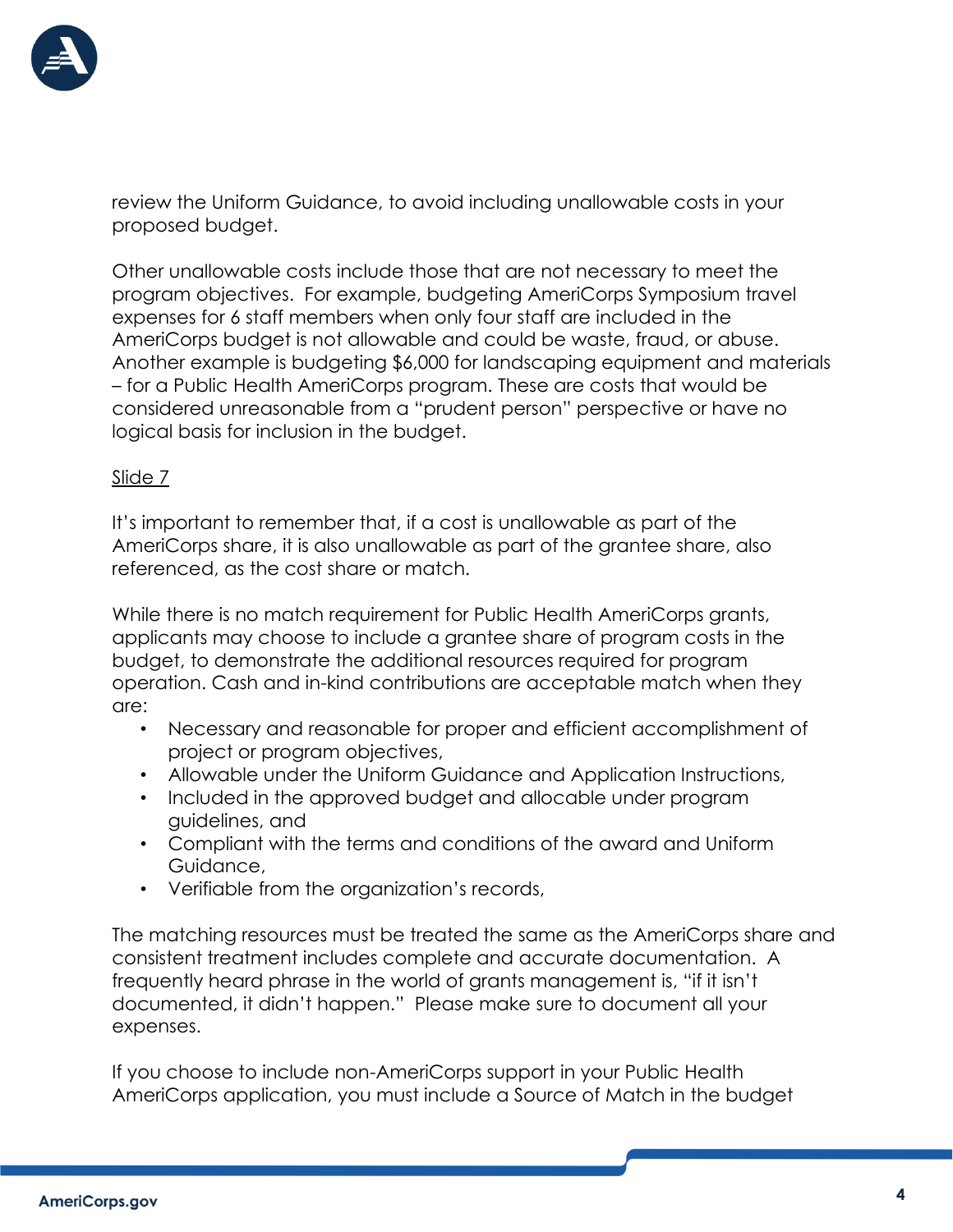review the Uniform Guidance, to avoid including unallowable costs in your proposed budget.

Other unallowable costs include those that are not necessary to meet the program objectives. For example, budgeting AmeriCorps Symposium travel expenses for 6 staff members when only four staff are included in the AmeriCorps budget is not allowable and could be waste, fraud, or abuse. Another example is budgeting $6,000 for landscaping equipment and materials – for a Public Health AmeriCorps program. These are costs that would be considered unreasonable from a "prudent person" perspective or have no logical basis for inclusion in the budget.

<u>Slide 7</u>

It's important to remember that, if a cost is unallowable as part of the AmeriCorps share, it is also unallowable as part of the grantee share, also referenced, as the cost share or match.

While there is no match requirement for Public Health AmeriCorps grants, applicants may choose to include a grantee share of program costs in the budget, to demonstrate the additional resources required for program operation. Cash and in-kind contributions are acceptable match when they are:

- Necessary and reasonable for proper and efficient accomplishment of project or program objectives,
- Allowable under the Uniform Guidance and Application Instructions,
- Included in the approved budget and allocable under program guidelines, and
- Compliant with the terms and conditions of the award and Uniform Guidance,
- Verifiable from the organization's records,

The matching resources must be treated the same as the AmeriCorps share and consistent treatment includes complete and accurate documentation. A frequently heard phrase in the world of grants management is, "if it isn't documented, it didn't happen." Please make sure to document all your expenses.

If you choose to include non-AmeriCorps support in your Public Health AmeriCorps application, you must include a Source of Match in the budget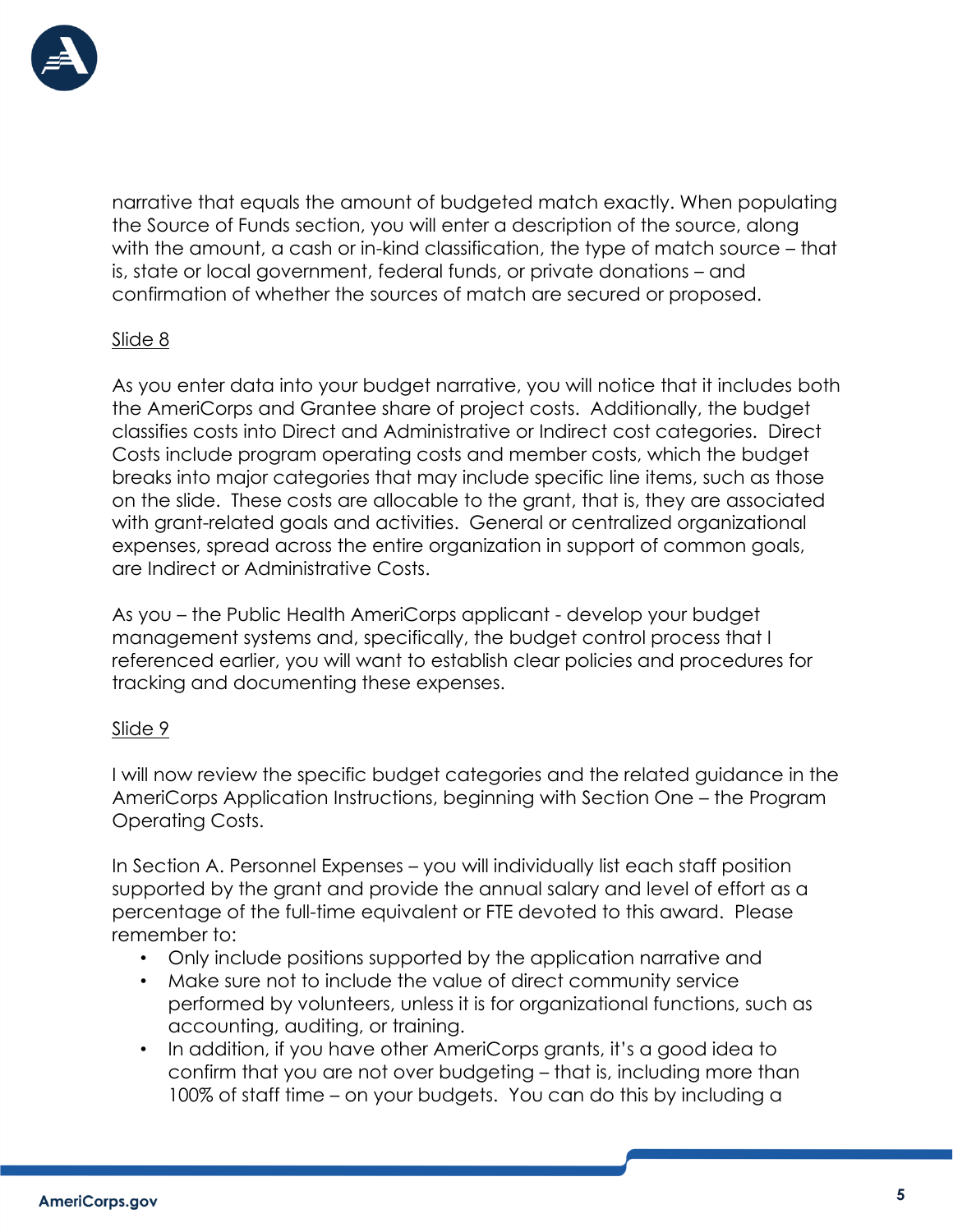narrative that equals the amount of budgeted match exactly. When populating the Source of Funds section, you will enter a description of the source, along with the amount, a cash or in-kind classification, the type of match source – that is, state or local government, federal funds, or private donations – and confirmation of whether the sources of match are secured or proposed.

Slide 8

As you enter data into your budget narrative, you will notice that it includes both the AmeriCorps and Grantee share of project costs. Additionally, the budget classifies costs into Direct and Administrative or Indirect cost categories. Direct Costs include program operating costs and member costs, which the budget breaks into major categories that may include specific line items, such as those on the slide. These costs are allocable to the grant, that is, they are associated with grant-related goals and activities. General or centralized organizational expenses, spread across the entire organization in support of common goals, are Indirect or Administrative Costs.

As you – the Public Health AmeriCorps applicant - develop your budget management systems and, specifically, the budget control process that I referenced earlier, you will want to establish clear policies and procedures for tracking and documenting these expenses.

Slide 9

I will now review the specific budget categories and the related guidance in the AmeriCorps Application Instructions, beginning with Section One – the Program Operating Costs.

In Section A. Personnel Expenses – you will individually list each staff position supported by the grant and provide the annual salary and level of effort as a percentage of the full-time equivalent or FTE devoted to this award. Please remember to:

- Only include positions supported by the application narrative and
- Make sure not to include the value of direct community service performed by volunteers, unless it is for organizational functions, such as accounting, auditing, or training.
- In addition, if you have other AmeriCorps grants, it's a good idea to confirm that you are not over budgeting – that is, including more than 100% of staff time – on your budgets. You can do this by including a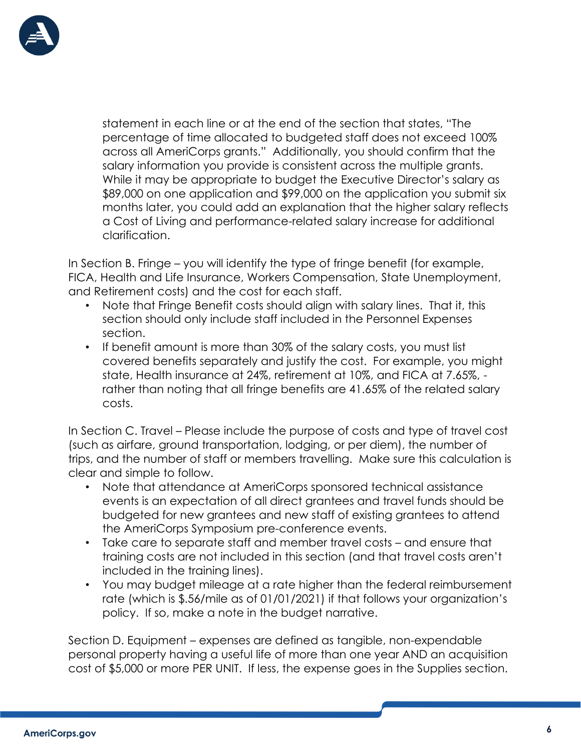statement in each line or at the end of the section that states, "The percentage of time allocated to budgeted staff does not exceed 100% across all AmeriCorps grants." Additionally, you should confirm that the salary information you provide is consistent across the multiple grants. While it may be appropriate to budget the Executive Director's salary as $89,000 on one application and $99,000 on the application you submit six months later, you could add an explanation that the higher salary reflects a Cost of Living and performance-related salary increase for additional clarification.

In Section B. Fringe – you will identify the type of fringe benefit (for example, FICA, Health and Life Insurance, Workers Compensation, State Unemployment, and Retirement costs) and the cost for each staff.

- Note that Fringe Benefit costs should align with salary lines. That it, this section should only include staff included in the Personnel Expenses section.
- If benefit amount is more than 30% of the salary costs, you must list covered benefits separately and justify the cost. For example, you might state, Health insurance at 24%, retirement at 10%, and FICA at 7.65%, - rather than noting that all fringe benefits are 41.65% of the related salary costs.

In Section C. Travel – Please include the purpose of costs and type of travel cost (such as airfare, ground transportation, lodging, or per diem), the number of trips, and the number of staff or members travelling. Make sure this calculation is clear and simple to follow.

- Note that attendance at AmeriCorps sponsored technical assistance events is an expectation of all direct grantees and travel funds should be budgeted for new grantees and new staff of existing grantees to attend the AmeriCorps Symposium pre-conference events.
- Take care to separate staff and member travel costs – and ensure that training costs are not included in this section (and that travel costs aren't included in the training lines).
- You may budget mileage at a rate higher than the federal reimbursement rate (which is $.56/mile as of 01/01/2021) if that follows your organization's policy. If so, make a note in the budget narrative.

Section D. Equipment – expenses are defined as tangible, non-expendable personal property having a useful life of more than one year AND an acquisition cost of $5,000 or more PER UNIT. If less, the expense goes in the Supplies section.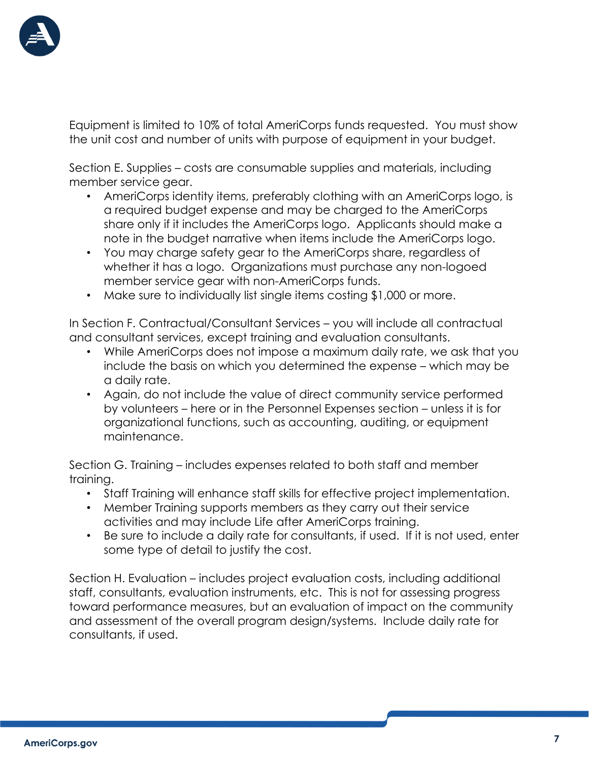Equipment is limited to 10% of total AmeriCorps funds requested. You must show the unit cost and number of units with purpose of equipment in your budget.

Section E. Supplies – costs are consumable supplies and materials, including member service gear.

- AmeriCorps identity items, preferably clothing with an AmeriCorps logo, is a required budget expense and may be charged to the AmeriCorps share only if it includes the AmeriCorps logo. Applicants should make a note in the budget narrative when items include the AmeriCorps logo.
- You may charge safety gear to the AmeriCorps share, regardless of whether it has a logo. Organizations must purchase any non-logoed member service gear with non-AmeriCorps funds.
- Make sure to individually list single items costing $1,000 or more.

In Section F. Contractual/Consultant Services – you will include all contractual and consultant services, except training and evaluation consultants.

- While AmeriCorps does not impose a maximum daily rate, we ask that you include the basis on which you determined the expense – which may be a daily rate.
- Again, do not include the value of direct community service performed by volunteers – here or in the Personnel Expenses section – unless it is for organizational functions, such as accounting, auditing, or equipment maintenance.

Section G. Training – includes expenses related to both staff and member training.

- Staff Training will enhance staff skills for effective project implementation.
- Member Training supports members as they carry out their service activities and may include Life after AmeriCorps training.
- Be sure to include a daily rate for consultants, if used. If it is not used, enter some type of detail to justify the cost.

Section H. Evaluation – includes project evaluation costs, including additional staff, consultants, evaluation instruments, etc. This is not for assessing progress toward performance measures, but an evaluation of impact on the community and assessment of the overall program design/systems. Include daily rate for consultants, if used.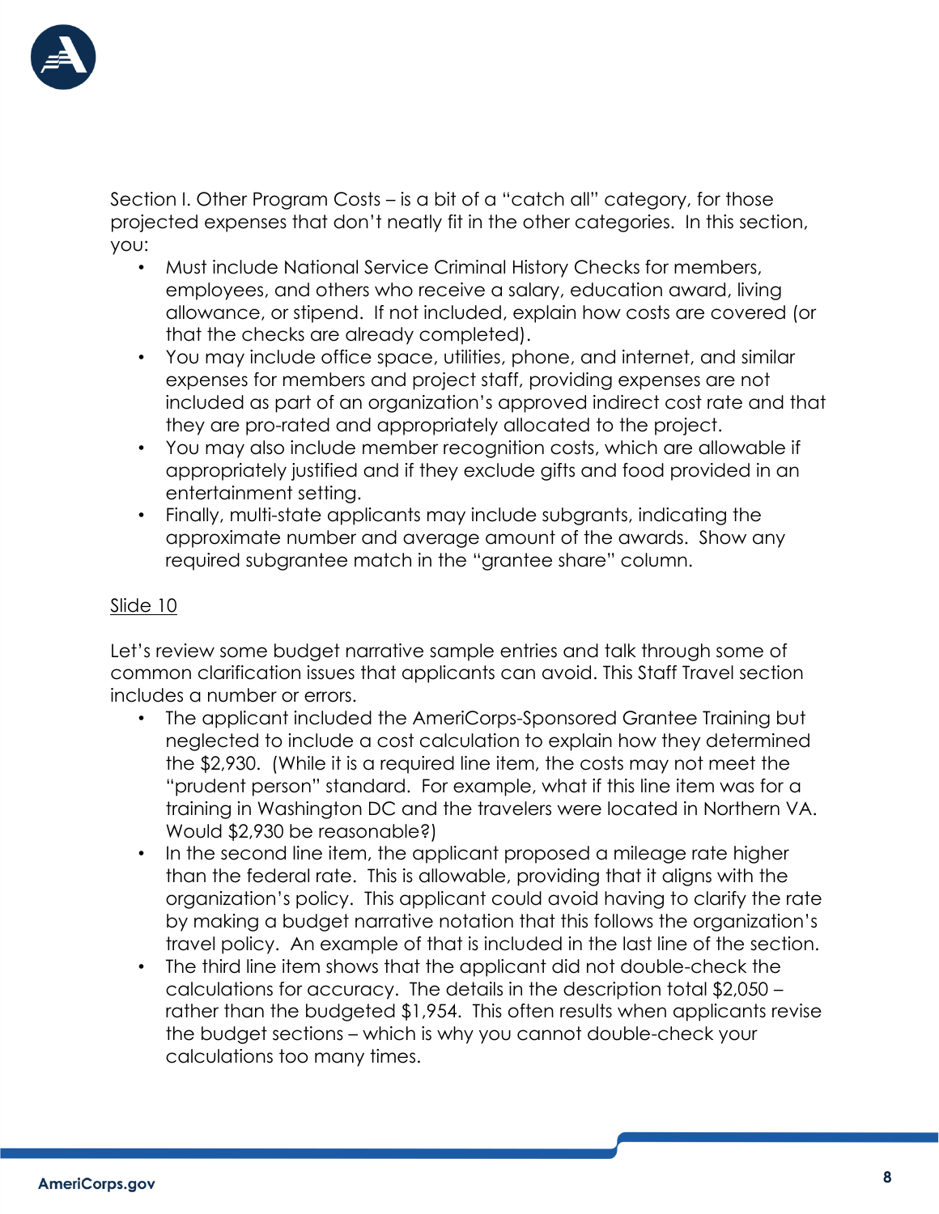Section I. Other Program Costs – is a bit of a "catch all" category, for those projected expenses that don't neatly fit in the other categories. In this section, you:

- Must include National Service Criminal History Checks for members, employees, and others who receive a salary, education award, living allowance, or stipend. If not included, explain how costs are covered (or that the checks are already completed).
- You may include office space, utilities, phone, and internet, and similar expenses for members and project staff, providing expenses are not included as part of an organization's approved indirect cost rate and that they are pro-rated and appropriately allocated to the project.
- You may also include member recognition costs, which are allowable if appropriately justified and if they exclude gifts and food provided in an entertainment setting.
- Finally, multi-state applicants may include subgrants, indicating the approximate number and average amount of the awards. Show any required subgrantee match in the "grantee share" column.

<u>Slide 10</u>

Let's review some budget narrative sample entries and talk through some of common clarification issues that applicants can avoid. This Staff Travel section includes a number or errors.

- The applicant included the AmeriCorps-Sponsored Grantee Training but neglected to include a cost calculation to explain how they determined the $2,930. (While it is a required line item, the costs may not meet the "prudent person" standard. For example, what if this line item was for a training in Washington DC and the travelers were located in Northern VA. Would $2,930 be reasonable?)
- In the second line item, the applicant proposed a mileage rate higher than the federal rate. This is allowable, providing that it aligns with the organization's policy. This applicant could avoid having to clarify the rate by making a budget narrative notation that this follows the organization's travel policy. An example of that is included in the last line of the section.
- The third line item shows that the applicant did not double-check the calculations for accuracy. The details in the description total $2,050 – rather than the budgeted $1,954. This often results when applicants revise the budget sections – which is why you cannot double-check your calculations too many times.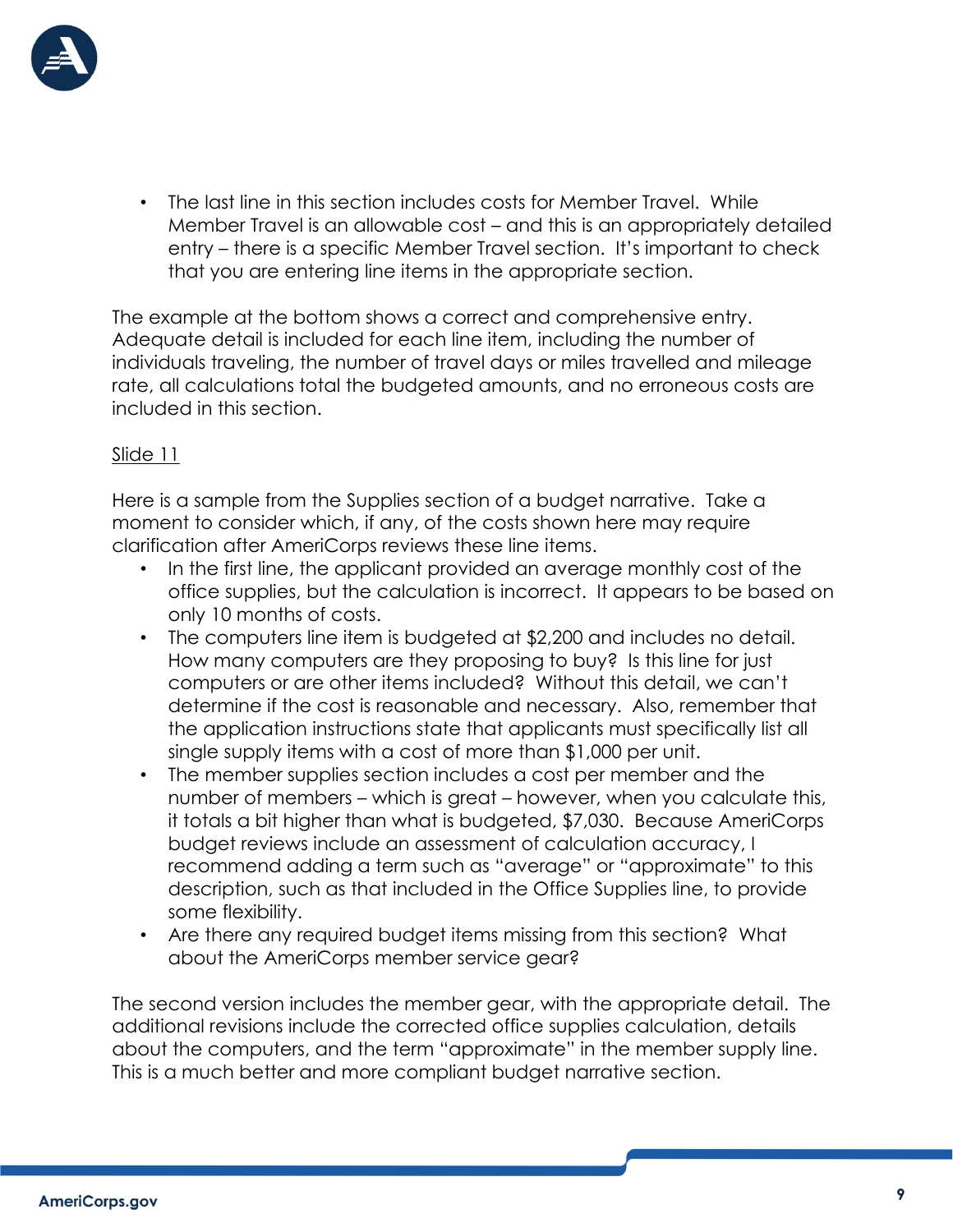- The last line in this section includes costs for Member Travel. While Member Travel is an allowable cost – and this is an appropriately detailed entry – there is a specific Member Travel section. It's important to check that you are entering line items in the appropriate section.

The example at the bottom shows a correct and comprehensive entry. Adequate detail is included for each line item, including the number of individuals traveling, the number of travel days or miles travelled and mileage rate, all calculations total the budgeted amounts, and no erroneous costs are included in this section.

<u>Slide 11</u>

Here is a sample from the Supplies section of a budget narrative. Take a moment to consider which, if any, of the costs shown here may require clarification after AmeriCorps reviews these line items.

- In the first line, the applicant provided an average monthly cost of the office supplies, but the calculation is incorrect. It appears to be based on only 10 months of costs.
- The computers line item is budgeted at $2,200 and includes no detail. How many computers are they proposing to buy? Is this line for just computers or are other items included? Without this detail, we can't determine if the cost is reasonable and necessary. Also, remember that the application instructions state that applicants must specifically list all single supply items with a cost of more than $1,000 per unit.
- The member supplies section includes a cost per member and the number of members – which is great – however, when you calculate this, it totals a bit higher than what is budgeted, $7,030. Because AmeriCorps budget reviews include an assessment of calculation accuracy, I recommend adding a term such as "average" or "approximate" to this description, such as that included in the Office Supplies line, to provide some flexibility.
- Are there any required budget items missing from this section? What about the AmeriCorps member service gear?

The second version includes the member gear, with the appropriate detail. The additional revisions include the corrected office supplies calculation, details about the computers, and the term "approximate" in the member supply line. This is a much better and more compliant budget narrative section.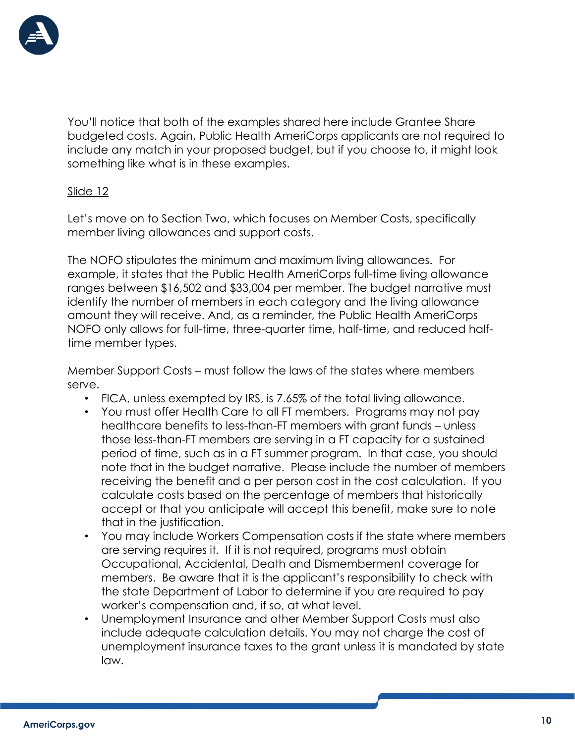You'll notice that both of the examples shared here include Grantee Share budgeted costs. Again, Public Health AmeriCorps applicants are not required to include any match in your proposed budget, but if you choose to, it might look something like what is in these examples.

<u>Slide 12</u>

Let's move on to Section Two, which focuses on Member Costs, specifically member living allowances and support costs.

The NOFO stipulates the minimum and maximum living allowances. For example, it states that the Public Health AmeriCorps full-time living allowance ranges between $16,502 and $33,004 per member. The budget narrative must identify the number of members in each category and the living allowance amount they will receive. And, as a reminder, the Public Health AmeriCorps NOFO only allows for full-time, three-quarter time, half-time, and reduced half-time member types.

Member Support Costs – must follow the laws of the states where members serve.

- FICA, unless exempted by IRS, is 7.65% of the total living allowance.
- You must offer Health Care to all FT members. Programs may not pay healthcare benefits to less-than-FT members with grant funds – unless those less-than-FT members are serving in a FT capacity for a sustained period of time, such as in a FT summer program. In that case, you should note that in the budget narrative. Please include the number of members receiving the benefit and a per person cost in the cost calculation. If you calculate costs based on the percentage of members that historically accept or that you anticipate will accept this benefit, make sure to note that in the justification.
- You may include Workers Compensation costs if the state where members are serving requires it. If it is not required, programs must obtain Occupational, Accidental, Death and Dismemberment coverage for members. Be aware that it is the applicant's responsibility to check with the state Department of Labor to determine if you are required to pay worker's compensation and, if so, at what level.
- Unemployment Insurance and other Member Support Costs must also include adequate calculation details. You may not charge the cost of unemployment insurance taxes to the grant unless it is mandated by state law.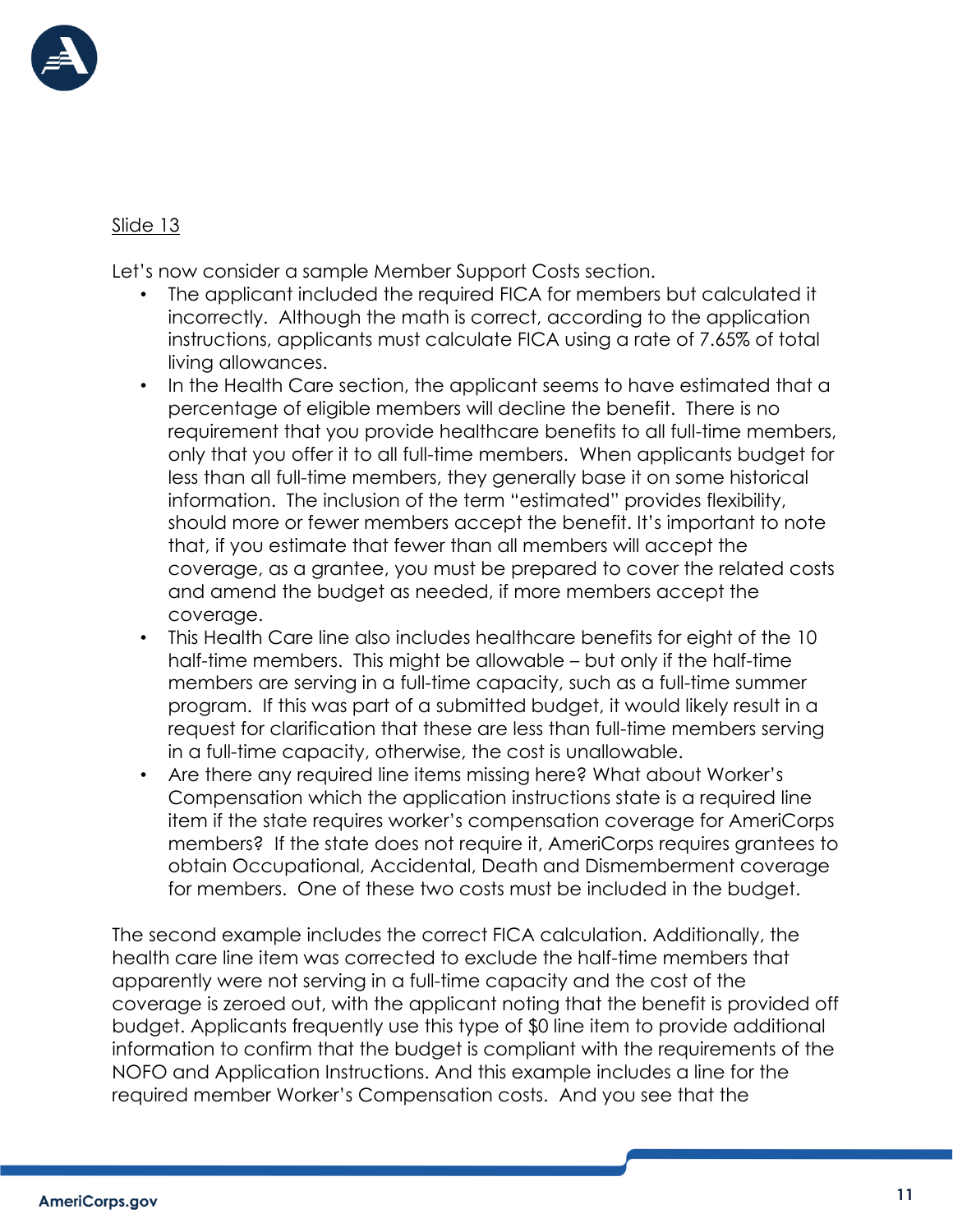Slide 13

Let's now consider a sample Member Support Costs section.

- The applicant included the required FICA for members but calculated it incorrectly. Although the math is correct, according to the application instructions, applicants must calculate FICA using a rate of 7.65% of total living allowances.
- In the Health Care section, the applicant seems to have estimated that a percentage of eligible members will decline the benefit. There is no requirement that you provide healthcare benefits to all full-time members, only that you offer it to all full-time members. When applicants budget for less than all full-time members, they generally base it on some historical information. The inclusion of the term "estimated" provides flexibility, should more or fewer members accept the benefit. It's important to note that, if you estimate that fewer than all members will accept the coverage, as a grantee, you must be prepared to cover the related costs and amend the budget as needed, if more members accept the coverage.
- This Health Care line also includes healthcare benefits for eight of the 10 half-time members. This might be allowable – but only if the half-time members are serving in a full-time capacity, such as a full-time summer program. If this was part of a submitted budget, it would likely result in a request for clarification that these are less than full-time members serving in a full-time capacity, otherwise, the cost is unallowable.
- Are there any required line items missing here? What about Worker's Compensation which the application instructions state is a required line item if the state requires worker's compensation coverage for AmeriCorps members? If the state does not require it, AmeriCorps requires grantees to obtain Occupational, Accidental, Death and Dismemberment coverage for members. One of these two costs must be included in the budget.

The second example includes the correct FICA calculation. Additionally, the health care line item was corrected to exclude the half-time members that apparently were not serving in a full-time capacity and the cost of the coverage is zeroed out, with the applicant noting that the benefit is provided off budget. Applicants frequently use this type of $0 line item to provide additional information to confirm that the budget is compliant with the requirements of the NOFO and Application Instructions. And this example includes a line for the required member Worker's Compensation costs. And you see that the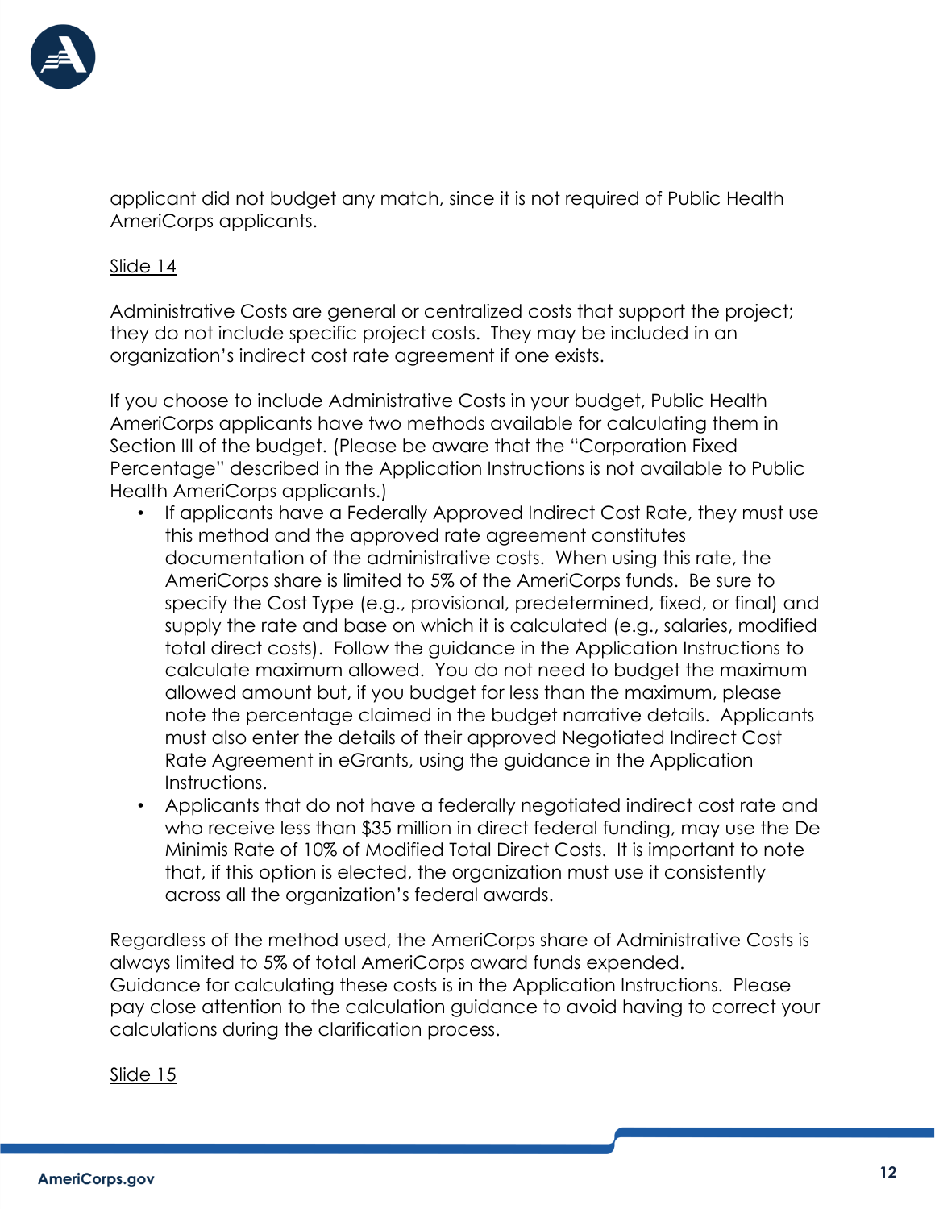applicant did not budget any match, since it is not required of Public Health AmeriCorps applicants.

Slide 14

Administrative Costs are general or centralized costs that support the project; they do not include specific project costs. They may be included in an organization's indirect cost rate agreement if one exists.

If you choose to include Administrative Costs in your budget, Public Health AmeriCorps applicants have two methods available for calculating them in Section III of the budget. (Please be aware that the "Corporation Fixed Percentage" described in the Application Instructions is not available to Public Health AmeriCorps applicants.)

- If applicants have a Federally Approved Indirect Cost Rate, they must use this method and the approved rate agreement constitutes documentation of the administrative costs. When using this rate, the AmeriCorps share is limited to 5% of the AmeriCorps funds. Be sure to specify the Cost Type (e.g., provisional, predetermined, fixed, or final) and supply the rate and base on which it is calculated (e.g., salaries, modified total direct costs). Follow the guidance in the Application Instructions to calculate maximum allowed. You do not need to budget the maximum allowed amount but, if you budget for less than the maximum, please note the percentage claimed in the budget narrative details. Applicants must also enter the details of their approved Negotiated Indirect Cost Rate Agreement in eGrants, using the guidance in the Application Instructions.
- Applicants that do not have a federally negotiated indirect cost rate and who receive less than $35 million in direct federal funding, may use the De Minimis Rate of 10% of Modified Total Direct Costs. It is important to note that, if this option is elected, the organization must use it consistently across all the organization's federal awards.

Regardless of the method used, the AmeriCorps share of Administrative Costs is always limited to 5% of total AmeriCorps award funds expended.
Guidance for calculating these costs is in the Application Instructions. Please pay close attention to the calculation guidance to avoid having to correct your calculations during the clarification process.

Slide 15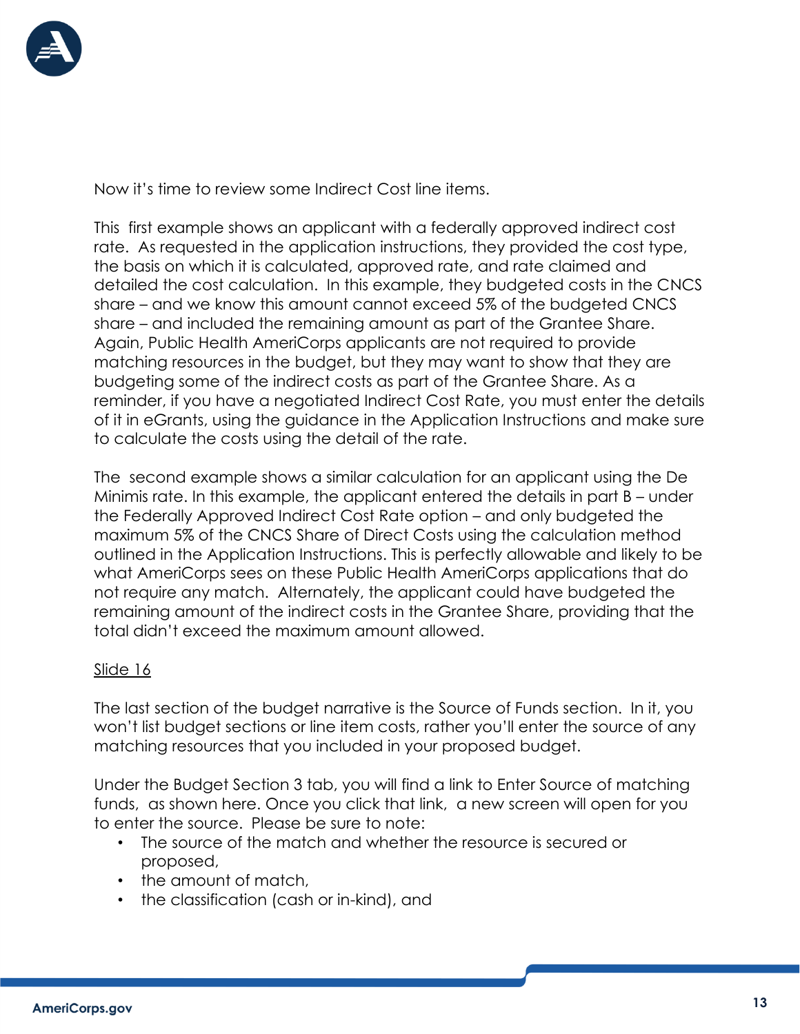Now it's time to review some Indirect Cost line items.

This  first example shows an applicant with a federally approved indirect cost rate.  As requested in the application instructions, they provided the cost type, the basis on which it is calculated, approved rate, and rate claimed and detailed the cost calculation.  In this example, they budgeted costs in the CNCS share – and we know this amount cannot exceed 5% of the budgeted CNCS share – and included the remaining amount as part of the Grantee Share. Again, Public Health AmeriCorps applicants are not required to provide matching resources in the budget, but they may want to show that they are budgeting some of the indirect costs as part of the Grantee Share. As a reminder, if you have a negotiated Indirect Cost Rate, you must enter the details of it in eGrants, using the guidance in the Application Instructions and make sure to calculate the costs using the detail of the rate.

The  second example shows a similar calculation for an applicant using the De Minimis rate. In this example, the applicant entered the details in part B – under the Federally Approved Indirect Cost Rate option – and only budgeted the maximum 5% of the CNCS Share of Direct Costs using the calculation method outlined in the Application Instructions. This is perfectly allowable and likely to be what AmeriCorps sees on these Public Health AmeriCorps applications that do not require any match.  Alternately, the applicant could have budgeted the remaining amount of the indirect costs in the Grantee Share, providing that the total didn't exceed the maximum amount allowed.

<u>Slide 16</u>

The last section of the budget narrative is the Source of Funds section.  In it, you won't list budget sections or line item costs, rather you'll enter the source of any matching resources that you included in your proposed budget.

Under the Budget Section 3 tab, you will find a link to Enter Source of matching funds,  as shown here. Once you click that link,  a new screen will open for you to enter the source.  Please be sure to note:

- The source of the match and whether the resource is secured or proposed,
- the amount of match,
- the classification (cash or in-kind), and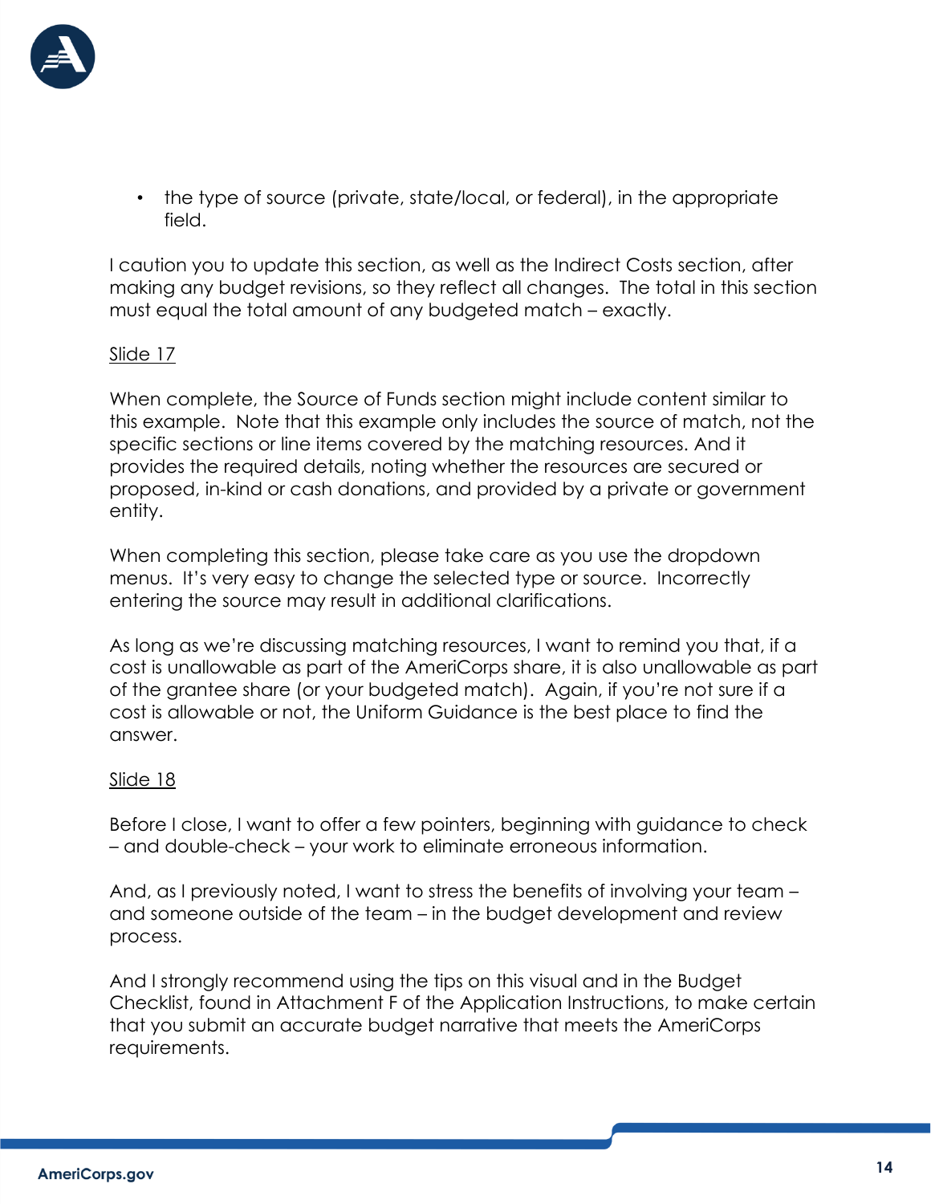- the type of source (private, state/local, or federal), in the appropriate field.

I caution you to update this section, as well as the Indirect Costs section, after making any budget revisions, so they reflect all changes. The total in this section must equal the total amount of any budgeted match – exactly.

Slide 17

When complete, the Source of Funds section might include content similar to this example. Note that this example only includes the source of match, not the specific sections or line items covered by the matching resources. And it provides the required details, noting whether the resources are secured or proposed, in-kind or cash donations, and provided by a private or government entity.

When completing this section, please take care as you use the dropdown menus. It's very easy to change the selected type or source. Incorrectly entering the source may result in additional clarifications.

As long as we're discussing matching resources, I want to remind you that, if a cost is unallowable as part of the AmeriCorps share, it is also unallowable as part of the grantee share (or your budgeted match). Again, if you're not sure if a cost is allowable or not, the Uniform Guidance is the best place to find the answer.

Slide 18

Before I close, I want to offer a few pointers, beginning with guidance to check – and double-check – your work to eliminate erroneous information.

And, as I previously noted, I want to stress the benefits of involving your team – and someone outside of the team – in the budget development and review process.

And I strongly recommend using the tips on this visual and in the Budget Checklist, found in Attachment F of the Application Instructions, to make certain that you submit an accurate budget narrative that meets the AmeriCorps requirements.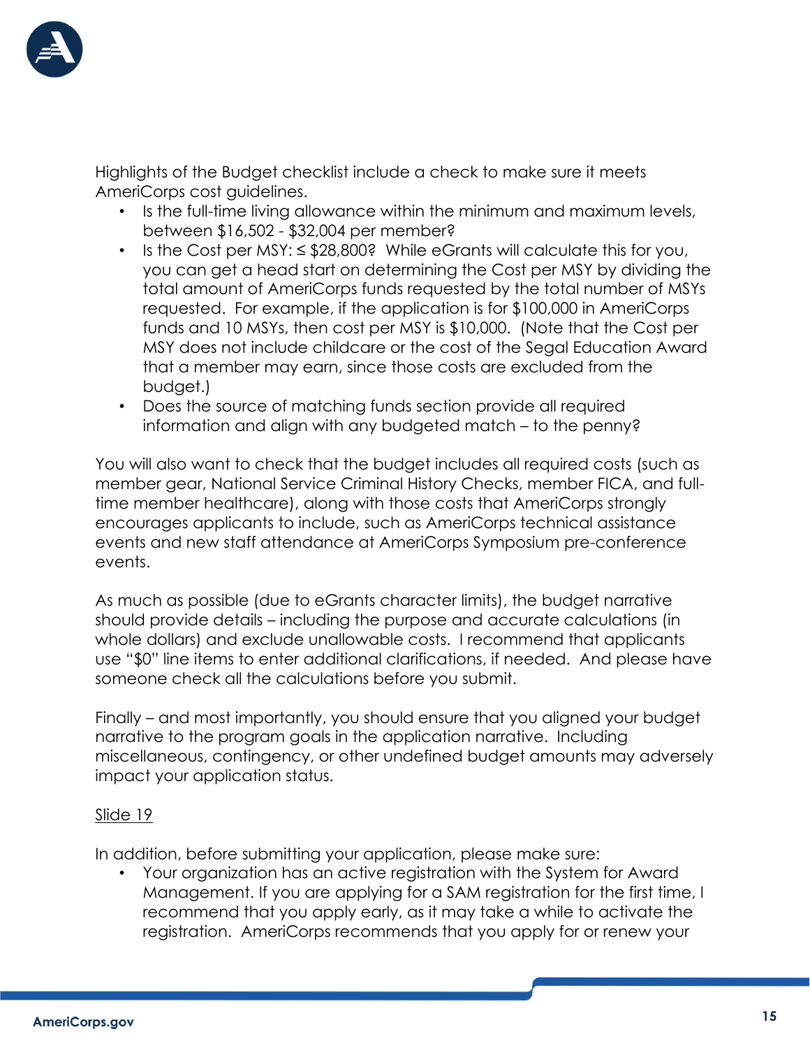Highlights of the Budget checklist include a check to make sure it meets AmeriCorps cost guidelines.

- Is the full-time living allowance within the minimum and maximum levels, between $16,502 - $32,004 per member?
- Is the Cost per MSY: ≤ $28,800? While eGrants will calculate this for you, you can get a head start on determining the Cost per MSY by dividing the total amount of AmeriCorps funds requested by the total number of MSYs requested. For example, if the application is for $100,000 in AmeriCorps funds and 10 MSYs, then cost per MSY is $10,000. (Note that the Cost per MSY does not include childcare or the cost of the Segal Education Award that a member may earn, since those costs are excluded from the budget.)
- Does the source of matching funds section provide all required information and align with any budgeted match – to the penny?

You will also want to check that the budget includes all required costs (such as member gear, National Service Criminal History Checks, member FICA, and full-time member healthcare), along with those costs that AmeriCorps strongly encourages applicants to include, such as AmeriCorps technical assistance events and new staff attendance at AmeriCorps Symposium pre-conference events.

As much as possible (due to eGrants character limits), the budget narrative should provide details – including the purpose and accurate calculations (in whole dollars) and exclude unallowable costs. I recommend that applicants use "$0" line items to enter additional clarifications, if needed. And please have someone check all the calculations before you submit.

Finally – and most importantly, you should ensure that you aligned your budget narrative to the program goals in the application narrative. Including miscellaneous, contingency, or other undefined budget amounts may adversely impact your application status.

<u>Slide 19</u>

In addition, before submitting your application, please make sure:

- Your organization has an active registration with the System for Award Management. If you are applying for a SAM registration for the first time, I recommend that you apply early, as it may take a while to activate the registration. AmeriCorps recommends that you apply for or renew your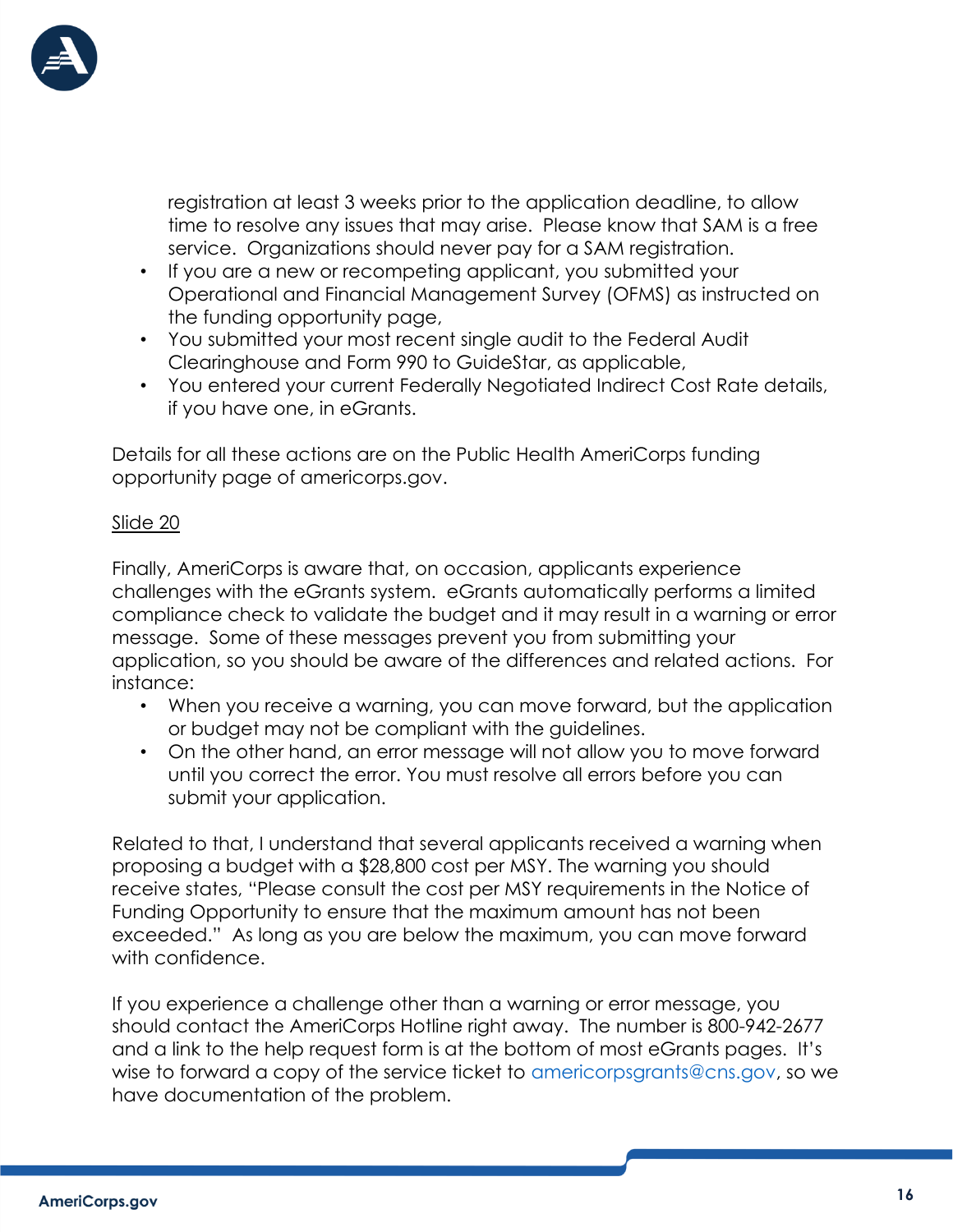registration at least 3 weeks prior to the application deadline, to allow time to resolve any issues that may arise. Please know that SAM is a free service. Organizations should never pay for a SAM registration.

- If you are a new or recompeting applicant, you submitted your Operational and Financial Management Survey (OFMS) as instructed on the funding opportunity page,
- You submitted your most recent single audit to the Federal Audit Clearinghouse and Form 990 to GuideStar, as applicable,
- You entered your current Federally Negotiated Indirect Cost Rate details, if you have one, in eGrants.

Details for all these actions are on the Public Health AmeriCorps funding opportunity page of americorps.gov.

<u>Slide 20</u>

Finally, AmeriCorps is aware that, on occasion, applicants experience challenges with the eGrants system. eGrants automatically performs a limited compliance check to validate the budget and it may result in a warning or error message. Some of these messages prevent you from submitting your application, so you should be aware of the differences and related actions. For instance:

- When you receive a warning, you can move forward, but the application or budget may not be compliant with the guidelines.
- On the other hand, an error message will not allow you to move forward until you correct the error. You must resolve all errors before you can submit your application.

Related to that, I understand that several applicants received a warning when proposing a budget with a $28,800 cost per MSY. The warning you should receive states, "Please consult the cost per MSY requirements in the Notice of Funding Opportunity to ensure that the maximum amount has not been exceeded." As long as you are below the maximum, you can move forward with confidence.

If you experience a challenge other than a warning or error message, you should contact the AmeriCorps Hotline right away. The number is 800-942-2677 and a link to the help request form is at the bottom of most eGrants pages. It's wise to forward a copy of the service ticket to americorpsgrants@cns.gov, so we have documentation of the problem.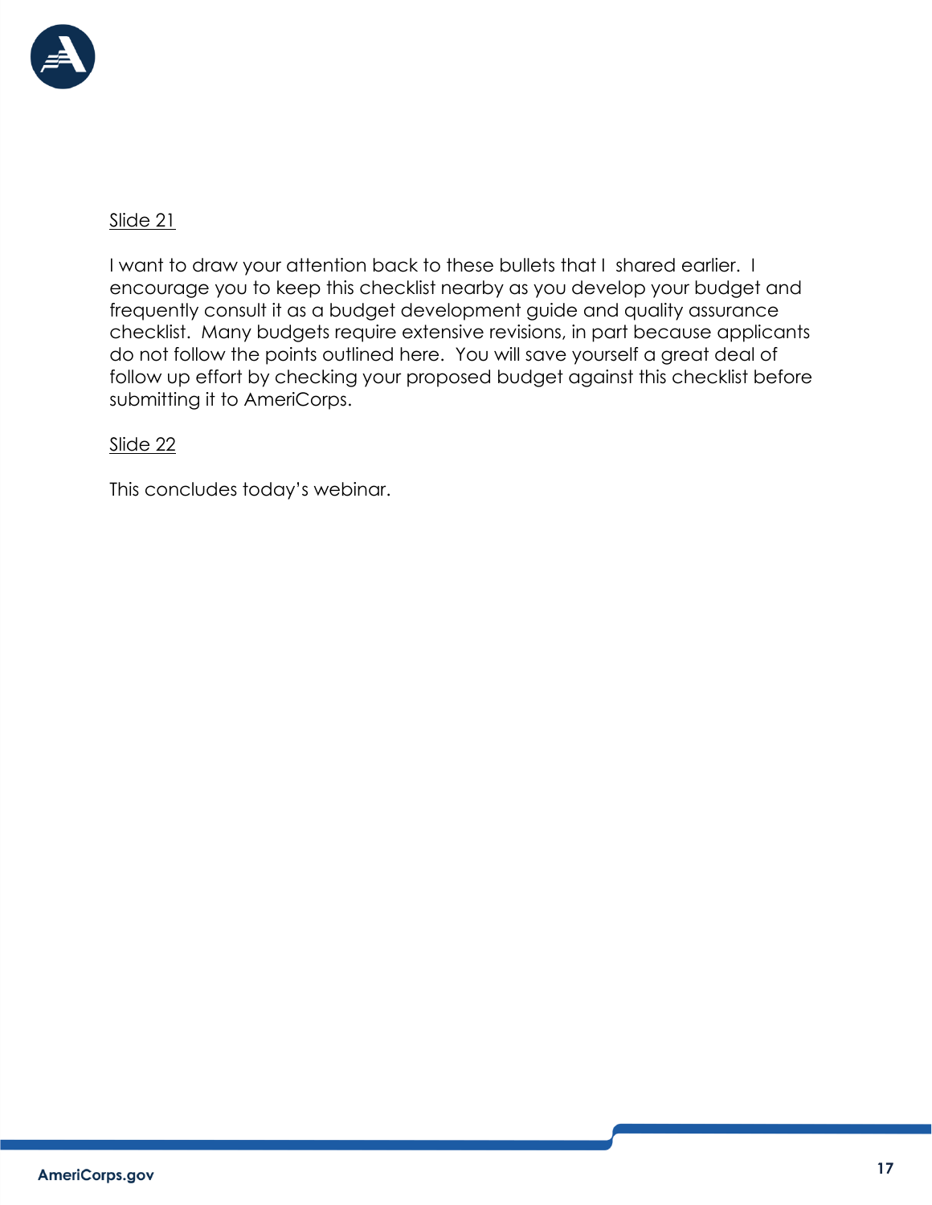Slide 21

I want to draw your attention back to these bullets that I shared earlier. I encourage you to keep this checklist nearby as you develop your budget and frequently consult it as a budget development guide and quality assurance checklist. Many budgets require extensive revisions, in part because applicants do not follow the points outlined here. You will save yourself a great deal of follow up effort by checking your proposed budget against this checklist before submitting it to AmeriCorps.

Slide 22

This concludes today's webinar.